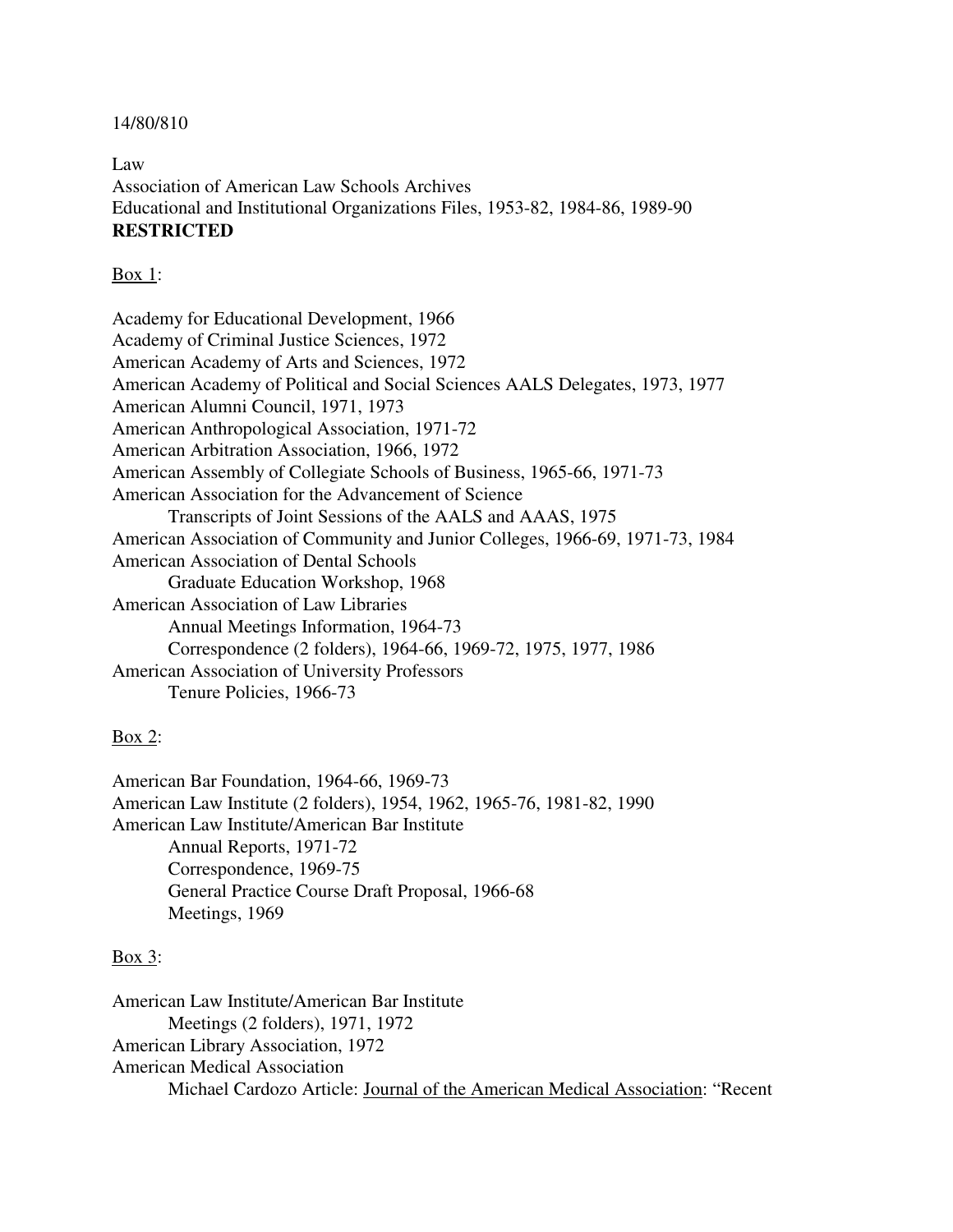14/80/810

Law
Association of American Law Schools Archives
Educational and Institutional Organizations Files, 1953-82, 1984-86, 1989-90
**RESTRICTED**

Box 1:

Academy for Educational Development, 1966
Academy of Criminal Justice Sciences, 1972
American Academy of Arts and Sciences, 1972
American Academy of Political and Social Sciences AALS Delegates, 1973, 1977
American Alumni Council, 1971, 1973
American Anthropological Association, 1971-72
American Arbitration Association, 1966, 1972
American Assembly of Collegiate Schools of Business, 1965-66, 1971-73
American Association for the Advancement of Science
    Transcripts of Joint Sessions of the AALS and AAAS, 1975
American Association of Community and Junior Colleges, 1966-69, 1971-73, 1984
American Association of Dental Schools
    Graduate Education Workshop, 1968
American Association of Law Libraries
    Annual Meetings Information, 1964-73
    Correspondence (2 folders), 1964-66, 1969-72, 1975, 1977, 1986
American Association of University Professors
    Tenure Policies, 1966-73

Box 2:

American Bar Foundation, 1964-66, 1969-73
American Law Institute (2 folders), 1954, 1962, 1965-76, 1981-82, 1990
American Law Institute/American Bar Institute
    Annual Reports, 1971-72
    Correspondence, 1969-75
    General Practice Course Draft Proposal, 1966-68
    Meetings, 1969

Box 3:

American Law Institute/American Bar Institute
    Meetings (2 folders), 1971, 1972
American Library Association, 1972
American Medical Association
    Michael Cardozo Article: Journal of the American Medical Association: "Recent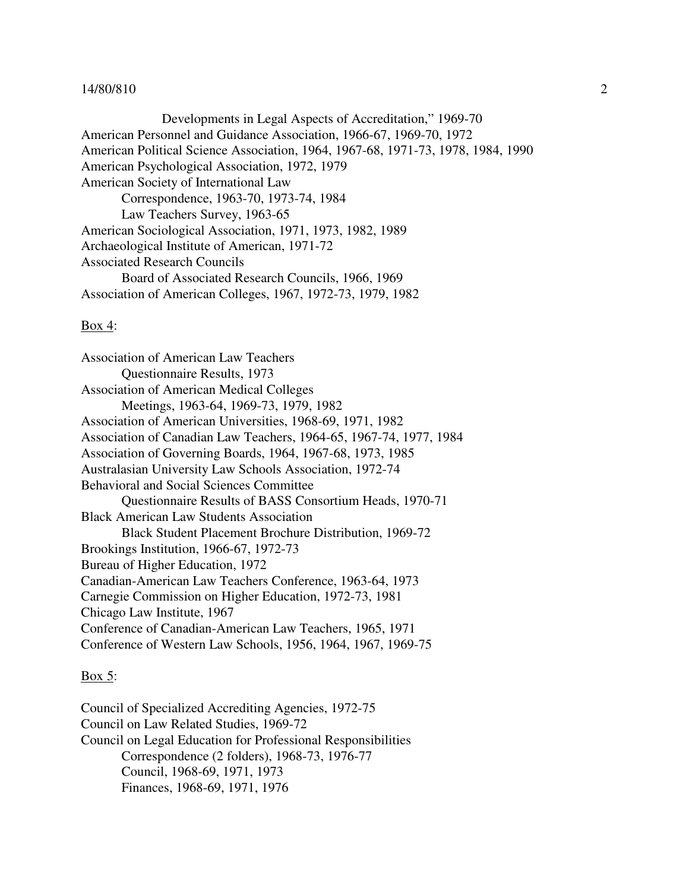Developments in Legal Aspects of Accreditation," 1969-70

American Personnel and Guidance Association, 1966-67, 1969-70, 1972
American Political Science Association, 1964, 1967-68, 1971-73, 1978, 1984, 1990
American Psychological Association, 1972, 1979
American Society of International Law
    Correspondence, 1963-70, 1973-74, 1984
    Law Teachers Survey, 1963-65
American Sociological Association, 1971, 1973, 1982, 1989
Archaeological Institute of American, 1971-72
Associated Research Councils
    Board of Associated Research Councils, 1966, 1969
Association of American Colleges, 1967, 1972-73, 1979, 1982

Box 4:

Association of American Law Teachers
    Questionnaire Results, 1973
Association of American Medical Colleges
    Meetings, 1963-64, 1969-73, 1979, 1982
Association of American Universities, 1968-69, 1971, 1982
Association of Canadian Law Teachers, 1964-65, 1967-74, 1977, 1984
Association of Governing Boards, 1964, 1967-68, 1973, 1985
Australasian University Law Schools Association, 1972-74
Behavioral and Social Sciences Committee
    Questionnaire Results of BASS Consortium Heads, 1970-71
Black American Law Students Association
    Black Student Placement Brochure Distribution, 1969-72
Brookings Institution, 1966-67, 1972-73
Bureau of Higher Education, 1972
Canadian-American Law Teachers Conference, 1963-64, 1973
Carnegie Commission on Higher Education, 1972-73, 1981
Chicago Law Institute, 1967
Conference of Canadian-American Law Teachers, 1965, 1971
Conference of Western Law Schools, 1956, 1964, 1967, 1969-75

Box 5:

Council of Specialized Accrediting Agencies, 1972-75
Council on Law Related Studies, 1969-72
Council on Legal Education for Professional Responsibilities
    Correspondence (2 folders), 1968-73, 1976-77
    Council, 1968-69, 1971, 1973
    Finances, 1968-69, 1971, 1976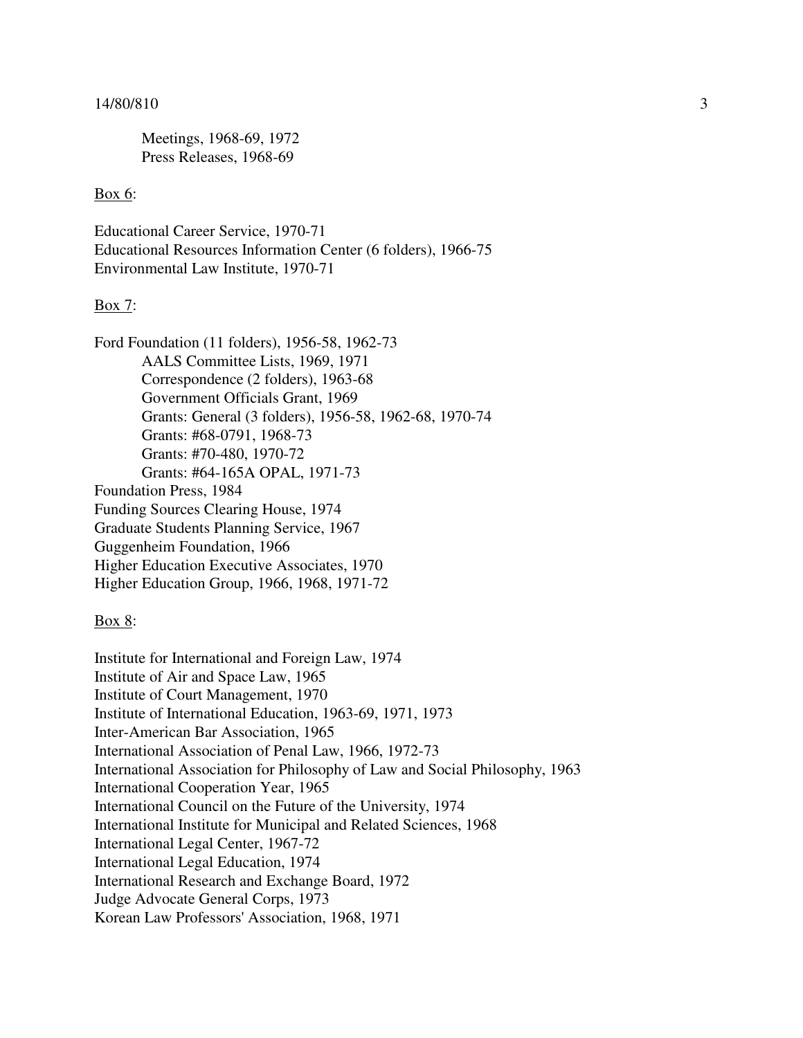Meetings, 1968-69, 1972
Press Releases, 1968-69

Box 6:

Educational Career Service, 1970-71
Educational Resources Information Center (6 folders), 1966-75
Environmental Law Institute, 1970-71

Box 7:

Ford Foundation (11 folders), 1956-58, 1962-73
- AALS Committee Lists, 1969, 1971
- Correspondence (2 folders), 1963-68
- Government Officials Grant, 1969
- Grants: General (3 folders), 1956-58, 1962-68, 1970-74
- Grants: #68-0791, 1968-73
- Grants: #70-480, 1970-72
- Grants: #64-165A OPAL, 1971-73

Foundation Press, 1984
Funding Sources Clearing House, 1974
Graduate Students Planning Service, 1967
Guggenheim Foundation, 1966
Higher Education Executive Associates, 1970
Higher Education Group, 1966, 1968, 1971-72

Box 8:

Institute for International and Foreign Law, 1974
Institute of Air and Space Law, 1965
Institute of Court Management, 1970
Institute of International Education, 1963-69, 1971, 1973
Inter-American Bar Association, 1965
International Association of Penal Law, 1966, 1972-73
International Association for Philosophy of Law and Social Philosophy, 1963
International Cooperation Year, 1965
International Council on the Future of the University, 1974
International Institute for Municipal and Related Sciences, 1968
International Legal Center, 1967-72
International Legal Education, 1974
International Research and Exchange Board, 1972
Judge Advocate General Corps, 1973
Korean Law Professors' Association, 1968, 1971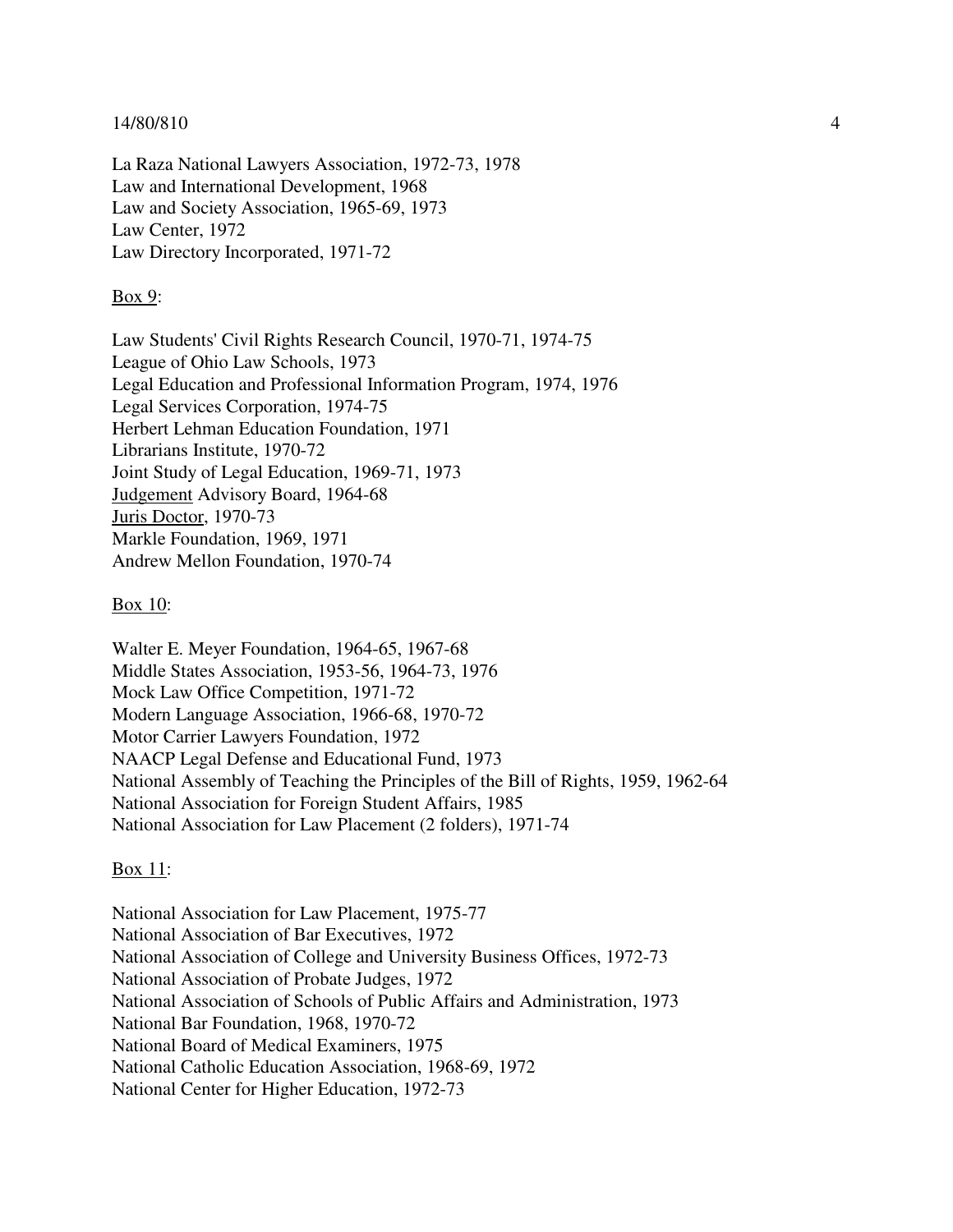La Raza National Lawyers Association, 1972-73, 1978
Law and International Development, 1968
Law and Society Association, 1965-69, 1973
Law Center, 1972
Law Directory Incorporated, 1971-72

Box 9:

Law Students' Civil Rights Research Council, 1970-71, 1974-75
League of Ohio Law Schools, 1973
Legal Education and Professional Information Program, 1974, 1976
Legal Services Corporation, 1974-75
Herbert Lehman Education Foundation, 1971
Librarians Institute, 1970-72
Joint Study of Legal Education, 1969-71, 1973
Judgement Advisory Board, 1964-68
Juris Doctor, 1970-73
Markle Foundation, 1969, 1971
Andrew Mellon Foundation, 1970-74

Box 10:

Walter E. Meyer Foundation, 1964-65, 1967-68
Middle States Association, 1953-56, 1964-73, 1976
Mock Law Office Competition, 1971-72
Modern Language Association, 1966-68, 1970-72
Motor Carrier Lawyers Foundation, 1972
NAACP Legal Defense and Educational Fund, 1973
National Assembly of Teaching the Principles of the Bill of Rights, 1959, 1962-64
National Association for Foreign Student Affairs, 1985
National Association for Law Placement (2 folders), 1971-74

Box 11:

National Association for Law Placement, 1975-77
National Association of Bar Executives, 1972
National Association of College and University Business Offices, 1972-73
National Association of Probate Judges, 1972
National Association of Schools of Public Affairs and Administration, 1973
National Bar Foundation, 1968, 1970-72
National Board of Medical Examiners, 1975
National Catholic Education Association, 1968-69, 1972
National Center for Higher Education, 1972-73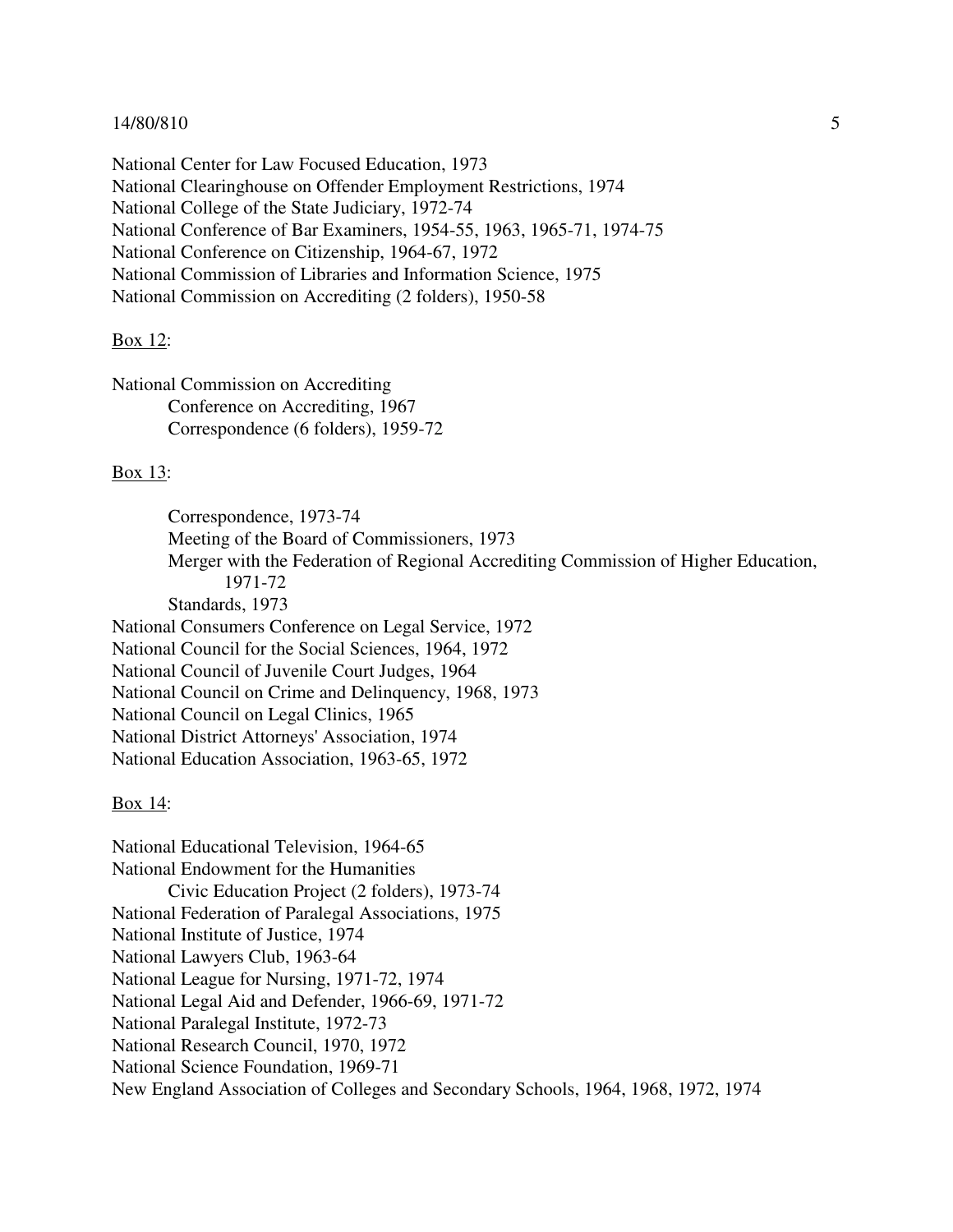National Center for Law Focused Education, 1973
National Clearinghouse on Offender Employment Restrictions, 1974
National College of the State Judiciary, 1972-74
National Conference of Bar Examiners, 1954-55, 1963, 1965-71, 1974-75
National Conference on Citizenship, 1964-67, 1972
National Commission of Libraries and Information Science, 1975
National Commission on Accrediting (2 folders), 1950-58

<u>Box 12</u>:

National Commission on Accrediting
- Conference on Accrediting, 1967
- Correspondence (6 folders), 1959-72

<u>Box 13</u>:

- Correspondence, 1973-74
- Meeting of the Board of Commissioners, 1973
- Merger with the Federation of Regional Accrediting Commission of Higher Education, 1971-72
- Standards, 1973

National Consumers Conference on Legal Service, 1972
National Council for the Social Sciences, 1964, 1972
National Council of Juvenile Court Judges, 1964
National Council on Crime and Delinquency, 1968, 1973
National Council on Legal Clinics, 1965
National District Attorneys' Association, 1974
National Education Association, 1963-65, 1972

<u>Box 14</u>:

National Educational Television, 1964-65
National Endowment for the Humanities
- Civic Education Project (2 folders), 1973-74

National Federation of Paralegal Associations, 1975
National Institute of Justice, 1974
National Lawyers Club, 1963-64
National League for Nursing, 1971-72, 1974
National Legal Aid and Defender, 1966-69, 1971-72
National Paralegal Institute, 1972-73
National Research Council, 1970, 1972
National Science Foundation, 1969-71
New England Association of Colleges and Secondary Schools, 1964, 1968, 1972, 1974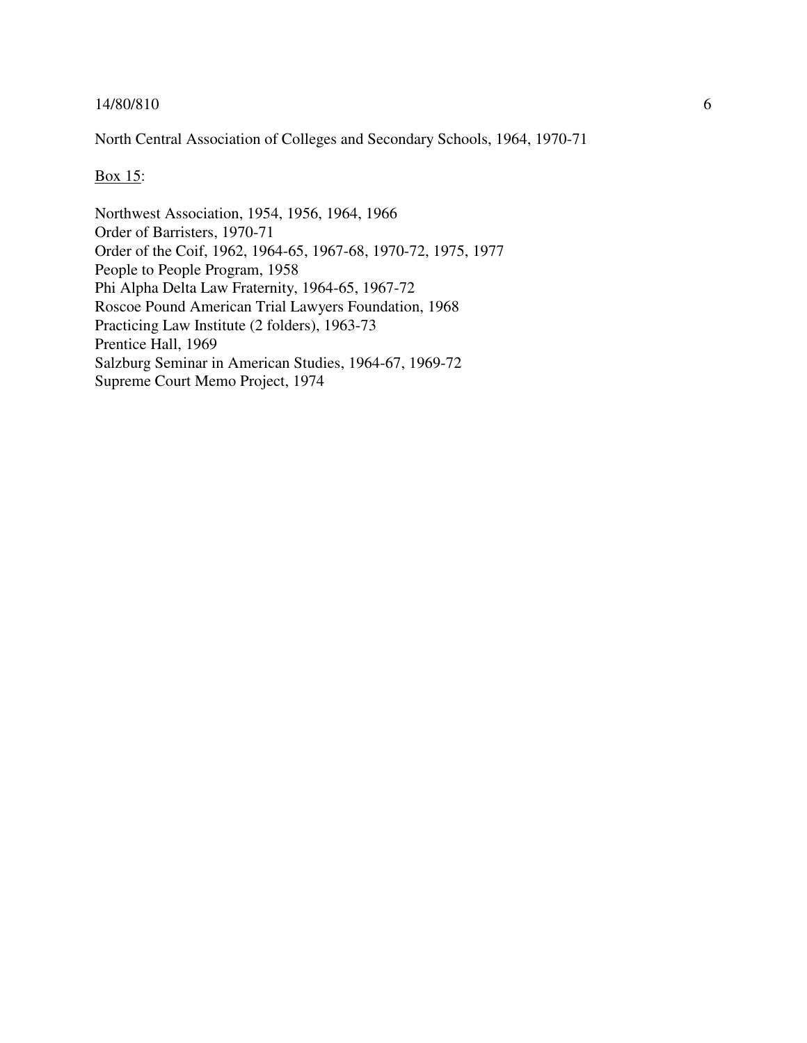North Central Association of Colleges and Secondary Schools, 1964, 1970-71

<u>Box 15</u>:

Northwest Association, 1954, 1956, 1964, 1966
Order of Barristers, 1970-71
Order of the Coif, 1962, 1964-65, 1967-68, 1970-72, 1975, 1977
People to People Program, 1958
Phi Alpha Delta Law Fraternity, 1964-65, 1967-72
Roscoe Pound American Trial Lawyers Foundation, 1968
Practicing Law Institute (2 folders), 1963-73
Prentice Hall, 1969
Salzburg Seminar in American Studies, 1964-67, 1969-72
Supreme Court Memo Project, 1974